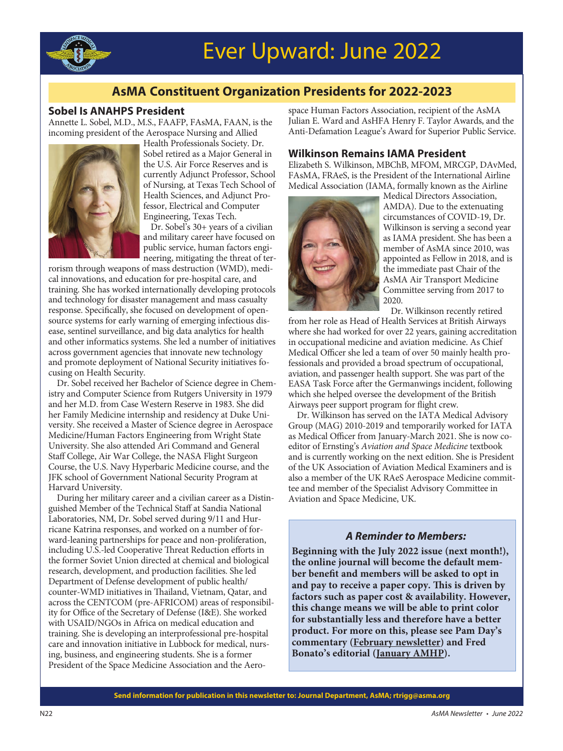# Ever Upward: June 2022

## AsMA Constituent Organization Presidents for 2022-2023

### Sobel Is ANAHPS President

Annette L. Sobel, M.D., M.S., FAAFP, FAsMA, FAAN, is the incoming president of the Aerospace Nursing and Allied Health Professionals Society. Dr. Sobel retired as a Major General in the U.S. Air Force Reserves and is currently Adjunct Professor, School of Nursing, at Texas Tech School of Health Sciences, and Adjunct Professor, Electrical and Computer Engineering, Texas Tech.

Dr. Sobel's 30+ years of a civilian and military career have focused on public service, human factors engineering, mitigating the threat of terrorism through weapons of mass destruction (WMD), medical innovations, and education for pre-hospital care, and training. She has worked internationally developing protocols and technology for disaster management and mass casualty response. Specifically, she focused on development of open-source systems for early warning of emerging infectious disease, sentinel surveillance, and big data analytics for health and other informatics systems. She led a number of initiatives across government agencies that innovate new technology and promote deployment of National Security initiatives focusing on Health Security.

Dr. Sobel received her Bachelor of Science degree in Chemistry and Computer Science from Rutgers University in 1979 and her M.D. from Case Western Reserve in 1983. She did her Family Medicine internship and residency at Duke University. She received a Master of Science degree in Aerospace Medicine/Human Factors Engineering from Wright State University. She also attended Ari Command and General Staff College, Air War College, the NASA Flight Surgeon Course, the U.S. Navy Hyperbaric Medicine course, and the JFK school of Government National Security Program at Harvard University.

During her military career and a civilian career as a Distinguished Member of the Technical Staff at Sandia National Laboratories, NM, Dr. Sobel served during 9/11 and Hurricane Katrina responses, and worked on a number of forward-leaning partnerships for peace and non-proliferation, including U.S.-led Cooperative Threat Reduction efforts in the former Soviet Union directed at chemical and biological research, development, and production facilities. She led Department of Defense development of public health/counter-WMD initiatives in Thailand, Vietnam, Qatar, and across the CENTCOM (pre-AFRICOM) areas of responsibility for Office of the Secretary of Defense (I&E). She worked with USAID/NGOs in Africa on medical education and training. She is developing an interprofessional pre-hospital care and innovation initiative in Lubbock for medical, nursing, business, and engineering students. She is a former President of the Space Medicine Association and the Aerospace Human Factors Association, recipient of the AsMA Julian E. Ward and AsHFA Henry F. Taylor Awards, and the Anti-Defamation League's Award for Superior Public Service.

### Wilkinson Remains IAMA President

Elizabeth S. Wilkinson, MBChB, MFOM, MRCGP, DAvMed, FAsMA, FRAeS, is the President of the International Airline Medical Association (IAMA, formally known as the Airline Medical Directors Association, AMDA). Due to the extenuating circumstances of COVID-19, Dr. Wilkinson is serving a second year as IAMA president. She has been a member of AsMA since 2010, was appointed as Fellow in 2018, and is the immediate past Chair of the AsMA Air Transport Medicine Committee serving from 2017 to 2020.

Dr. Wilkinson recently retired from her role as Head of Health Services at British Airways where she had worked for over 22 years, gaining accreditation in occupational medicine and aviation medicine. As Chief Medical Officer she led a team of over 50 mainly health professionals and provided a broad spectrum of occupational, aviation, and passenger health support. She was part of the EASA Task Force after the Germanwings incident, following which she helped oversee the development of the British Airways peer support program for flight crew.

Dr. Wilkinson has served on the IATA Medical Advisory Group (MAG) 2010-2019 and temporarily worked for IATA as Medical Officer from January-March 2021. She is now co-editor of Ernsting's *Aviation and Space Medicine* textbook and is currently working on the next edition. She is President of the UK Association of Aviation Medical Examiners and is also a member of the UK RAeS Aerospace Medicine committee and member of the Specialist Advisory Committee in Aviation and Space Medicine, UK.

### *A Reminder to Members:*

**Beginning with the July 2022 issue (next month!), the online journal will become the default member benefit and members will be asked to opt in and pay to receive a paper copy. This is driven by factors such as paper cost & availability. However, this change means we will be able to print color for substantially less and therefore have a better product. For more on this, please see Pam Day's commentary (February newsletter) and Fred Bonato's editorial (January AMHP).**

Send information for publication in this newsletter to: Journal Department, AsMA; rtrigg@asma.org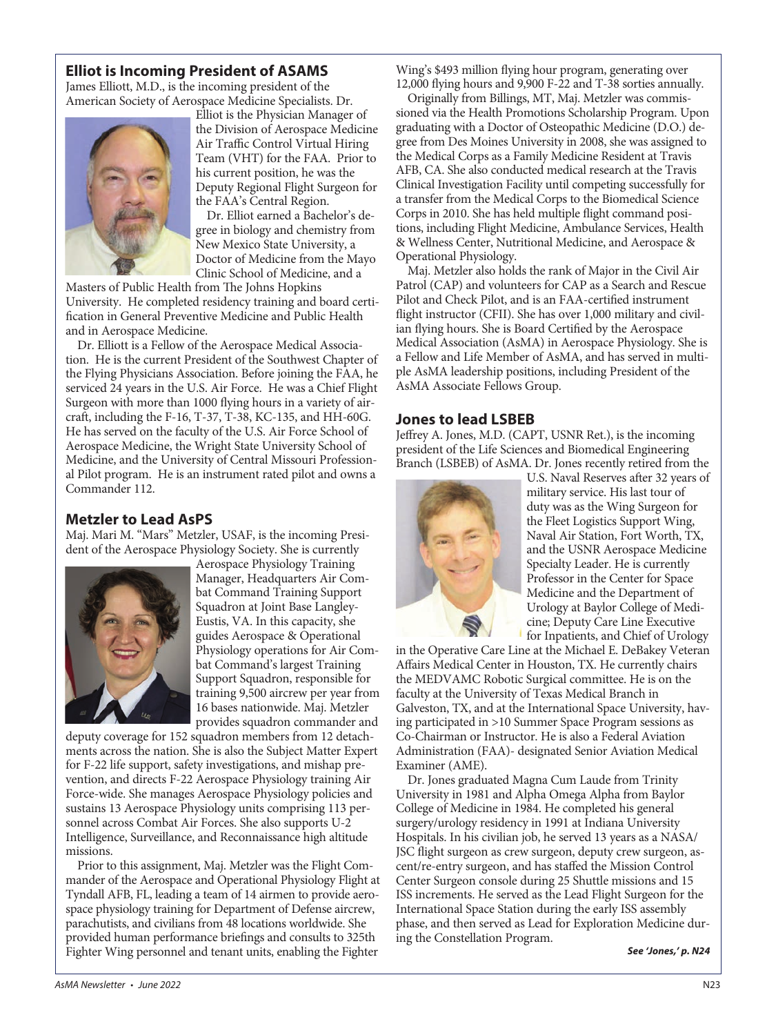## Elliot is Incoming President of ASAMS

James Elliott, M.D., is the incoming president of the American Society of Aerospace Medicine Specialists. Dr. Elliot is the Physician Manager of the Division of Aerospace Medicine Air Traffic Control Virtual Hiring Team (VHT) for the FAA. Prior to his current position, he was the Deputy Regional Flight Surgeon for the FAA's Central Region.

Dr. Elliot earned a Bachelor's degree in biology and chemistry from New Mexico State University, a Doctor of Medicine from the Mayo Clinic School of Medicine, and a Masters of Public Health from The Johns Hopkins University. He completed residency training and board certification in General Preventive Medicine and Public Health and in Aerospace Medicine.

Dr. Elliott is a Fellow of the Aerospace Medical Association. He is the current President of the Southwest Chapter of the Flying Physicians Association. Before joining the FAA, he serviced 24 years in the U.S. Air Force. He was a Chief Flight Surgeon with more than 1000 flying hours in a variety of aircraft, including the F-16, T-37, T-38, KC-135, and HH-60G. He has served on the faculty of the U.S. Air Force School of Aerospace Medicine, the Wright State University School of Medicine, and the University of Central Missouri Professional Pilot program. He is an instrument rated pilot and owns a Commander 112.

## Metzler to Lead AsPS

Maj. Mari M. "Mars" Metzler, USAF, is the incoming President of the Aerospace Physiology Society. She is currently Aerospace Physiology Training Manager, Headquarters Air Combat Command Training Support Squadron at Joint Base Langley-Eustis, VA. In this capacity, she guides Aerospace & Operational Physiology operations for Air Combat Command's largest Training Support Squadron, responsible for training 9,500 aircrew per year from 16 bases nationwide. Maj. Metzler provides squadron commander and deputy coverage for 152 squadron members from 12 detachments across the nation. She is also the Subject Matter Expert for F-22 life support, safety investigations, and mishap prevention, and directs F-22 Aerospace Physiology training Air Force-wide. She manages Aerospace Physiology policies and sustains 13 Aerospace Physiology units comprising 113 personnel across Combat Air Forces. She also supports U-2 Intelligence, Surveillance, and Reconnaissance high altitude missions.

Prior to this assignment, Maj. Metzler was the Flight Commander of the Aerospace and Operational Physiology Flight at Tyndall AFB, FL, leading a team of 14 airmen to provide aerospace physiology training for Department of Defense aircrew, parachutists, and civilians from 48 locations worldwide. She provided human performance briefings and consults to 325th Fighter Wing personnel and tenant units, enabling the Fighter Wing's $493 million flying hour program, generating over 12,000 flying hours and 9,900 F-22 and T-38 sorties annually.

Originally from Billings, MT, Maj. Metzler was commissioned via the Health Promotions Scholarship Program. Upon graduating with a Doctor of Osteopathic Medicine (D.O.) degree from Des Moines University in 2008, she was assigned to the Medical Corps as a Family Medicine Resident at Travis AFB, CA. She also conducted medical research at the Travis Clinical Investigation Facility until competing successfully for a transfer from the Medical Corps to the Biomedical Science Corps in 2010. She has held multiple flight command positions, including Flight Medicine, Ambulance Services, Health & Wellness Center, Nutritional Medicine, and Aerospace & Operational Physiology.

Maj. Metzler also holds the rank of Major in the Civil Air Patrol (CAP) and volunteers for CAP as a Search and Rescue Pilot and Check Pilot, and is an FAA-certified instrument flight instructor (CFII). She has over 1,000 military and civilian flying hours. She is Board Certified by the Aerospace Medical Association (AsMA) in Aerospace Physiology. She is a Fellow and Life Member of AsMA, and has served in multiple AsMA leadership positions, including President of the AsMA Associate Fellows Group.

## Jones to lead LSBEB

Jeffrey A. Jones, M.D. (CAPT, USNR Ret.), is the incoming president of the Life Sciences and Biomedical Engineering Branch (LSBEB) of AsMA. Dr. Jones recently retired from the U.S. Naval Reserves after 32 years of military service. His last tour of duty was as the Wing Surgeon for the Fleet Logistics Support Wing, Naval Air Station, Fort Worth, TX, and the USNR Aerospace Medicine Specialty Leader. He is currently Professor in the Center for Space Medicine and the Department of Urology at Baylor College of Medicine; Deputy Care Line Executive for Inpatients, and Chief of Urology in the Operative Care Line at the Michael E. DeBakey Veteran Affairs Medical Center in Houston, TX. He currently chairs the MEDVAMC Robotic Surgical committee. He is on the faculty at the University of Texas Medical Branch in Galveston, TX, and at the International Space University, having participated in >10 Summer Space Program sessions as Co-Chairman or Instructor. He is also a Federal Aviation Administration (FAA)- designated Senior Aviation Medical Examiner (AME).

Dr. Jones graduated Magna Cum Laude from Trinity University in 1981 and Alpha Omega Alpha from Baylor College of Medicine in 1984. He completed his general surgery/urology residency in 1991 at Indiana University Hospitals. In his civilian job, he served 13 years as a NASA/JSC flight surgeon as crew surgeon, deputy crew surgeon, ascent/re-entry surgeon, and has staffed the Mission Control Center Surgeon console during 25 Shuttle missions and 15 ISS increments. He served as the Lead Flight Surgeon for the International Space Station during the early ISS assembly phase, and then served as Lead for Exploration Medicine during the Constellation Program.

***See 'Jones,' p. N24***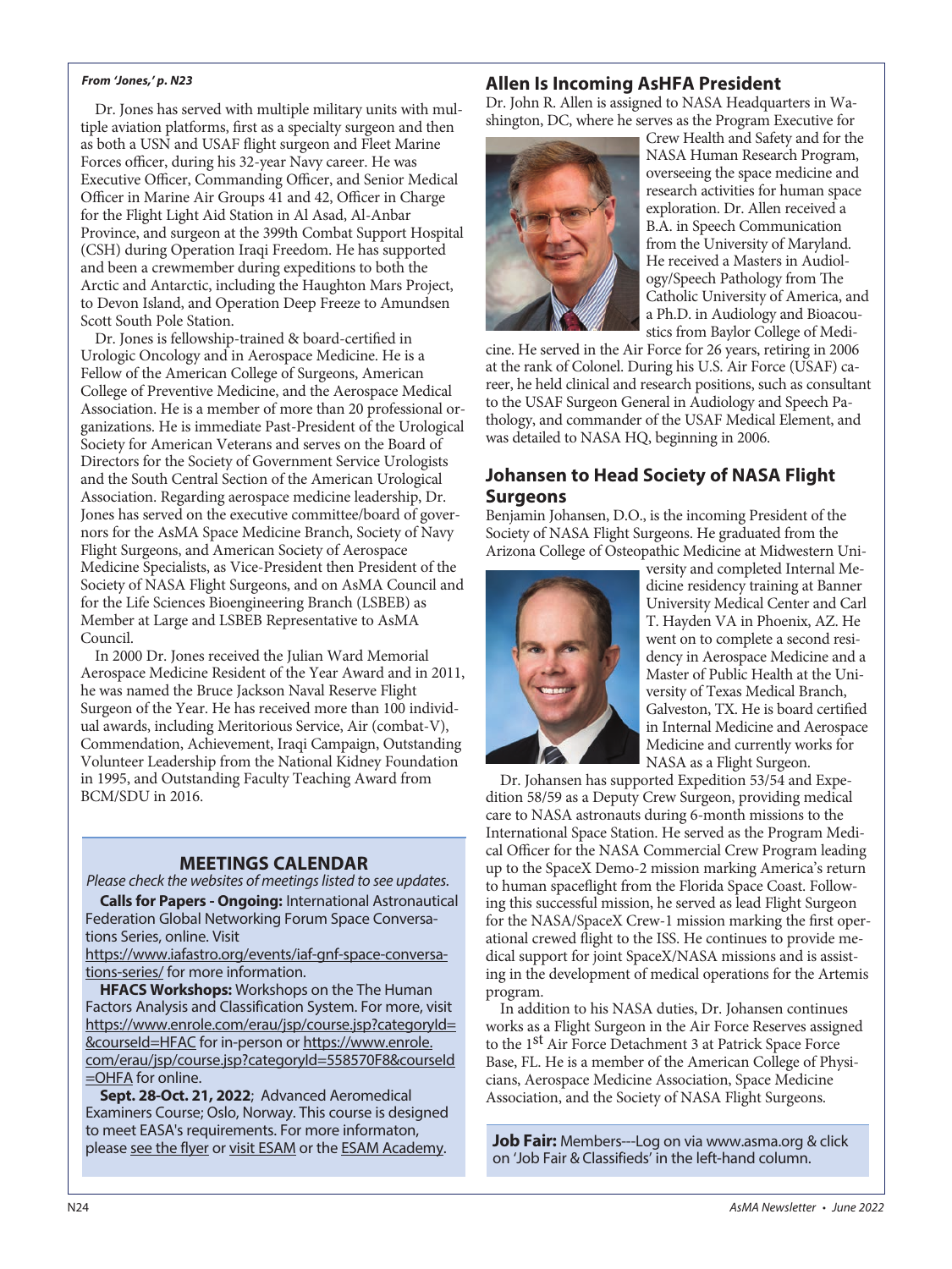*From 'Jones,' p. N23*

Dr. Jones has served with multiple military units with multiple aviation platforms, first as a specialty surgeon and then as both a USN and USAF flight surgeon and Fleet Marine Forces officer, during his 32-year Navy career. He was Executive Officer, Commanding Officer, and Senior Medical Officer in Marine Air Groups 41 and 42, Officer in Charge for the Flight Light Aid Station in Al Asad, Al-Anbar Province, and surgeon at the 399th Combat Support Hospital (CSH) during Operation Iraqi Freedom. He has supported and been a crewmember during expeditions to both the Arctic and Antarctic, including the Haughton Mars Project, to Devon Island, and Operation Deep Freeze to Amundsen Scott South Pole Station.

Dr. Jones is fellowship-trained & board-certified in Urologic Oncology and in Aerospace Medicine. He is a Fellow of the American College of Surgeons, American College of Preventive Medicine, and the Aerospace Medical Association. He is a member of more than 20 professional organizations. He is immediate Past-President of the Urological Society for American Veterans and serves on the Board of Directors for the Society of Government Service Urologists and the South Central Section of the American Urological Association. Regarding aerospace medicine leadership, Dr. Jones has served on the executive committee/board of governors for the AsMA Space Medicine Branch, Society of Navy Flight Surgeons, and American Society of Aerospace Medicine Specialists, as Vice-President then President of the Society of NASA Flight Surgeons, and on AsMA Council and for the Life Sciences Bioengineering Branch (LSBEB) as Member at Large and LSBEB Representative to AsMA Council.

In 2000 Dr. Jones received the Julian Ward Memorial Aerospace Medicine Resident of the Year Award and in 2011, he was named the Bruce Jackson Naval Reserve Flight Surgeon of the Year. He has received more than 100 individual awards, including Meritorious Service, Air (combat-V), Commendation, Achievement, Iraqi Campaign, Outstanding Volunteer Leadership from the National Kidney Foundation in 1995, and Outstanding Faculty Teaching Award from BCM/SDU in 2016.

## MEETINGS CALENDAR

*Please check the websites of meetings listed to see updates.*

**Calls for Papers - Ongoing:** International Astronautical Federation Global Networking Forum Space Conversations Series, online. Visit https://www.iafastro.org/events/iaf-gnf-space-conversations-series/ for more information.

**HFACS Workshops:** Workshops on the The Human Factors Analysis and Classification System. For more, visit https://www.enrole.com/erau/jsp/course.jsp?categoryId=&courseId=HFAC for in-person or https://www.enrole.com/erau/jsp/course.jsp?categoryId=558570F8&courseId=OHFA for online.

**Sept. 28-Oct. 21, 2022**; Advanced Aeromedical Examiners Course; Oslo, Norway. This course is designed to meet EASA's requirements. For more informaton, please see the flyer or visit ESAM or the ESAM Academy.

## Allen Is Incoming AsHFA President

Dr. John R. Allen is assigned to NASA Headquarters in Washington, DC, where he serves as the Program Executive for Crew Health and Safety and for the NASA Human Research Program, overseeing the space medicine and research activities for human space exploration. Dr. Allen received a B.A. in Speech Communication from the University of Maryland. He received a Masters in Audiology/Speech Pathology from The Catholic University of America, and a Ph.D. in Audiology and Bioacoustics from Baylor College of Medicine. He served in the Air Force for 26 years, retiring in 2006 at the rank of Colonel. During his U.S. Air Force (USAF) career, he held clinical and research positions, such as consultant to the USAF Surgeon General in Audiology and Speech Pathology, and commander of the USAF Medical Element, and was detailed to NASA HQ, beginning in 2006.

## Johansen to Head Society of NASA Flight Surgeons

Benjamin Johansen, D.O., is the incoming President of the Society of NASA Flight Surgeons. He graduated from the Arizona College of Osteopathic Medicine at Midwestern University and completed Internal Medicine residency training at Banner University Medical Center and Carl T. Hayden VA in Phoenix, AZ. He went on to complete a second residency in Aerospace Medicine and a Master of Public Health at the University of Texas Medical Branch, Galveston, TX. He is board certified in Internal Medicine and Aerospace Medicine and currently works for NASA as a Flight Surgeon.

Dr. Johansen has supported Expedition 53/54 and Expedition 58/59 as a Deputy Crew Surgeon, providing medical care to NASA astronauts during 6-month missions to the International Space Station. He served as the Program Medical Officer for the NASA Commercial Crew Program leading up to the SpaceX Demo-2 mission marking America's return to human spaceflight from the Florida Space Coast. Following this successful mission, he served as lead Flight Surgeon for the NASA/SpaceX Crew-1 mission marking the first operational crewed flight to the ISS. He continues to provide medical support for joint SpaceX/NASA missions and is assisting in the development of medical operations for the Artemis program.

In addition to his NASA duties, Dr. Johansen continues works as a Flight Surgeon in the Air Force Reserves assigned to the 1st Air Force Detachment 3 at Patrick Space Force Base, FL. He is a member of the American College of Physicians, Aerospace Medicine Association, Space Medicine Association, and the Society of NASA Flight Surgeons.

**Job Fair:** Members---Log on via www.asma.org & click on 'Job Fair & Classifieds' in the left-hand column.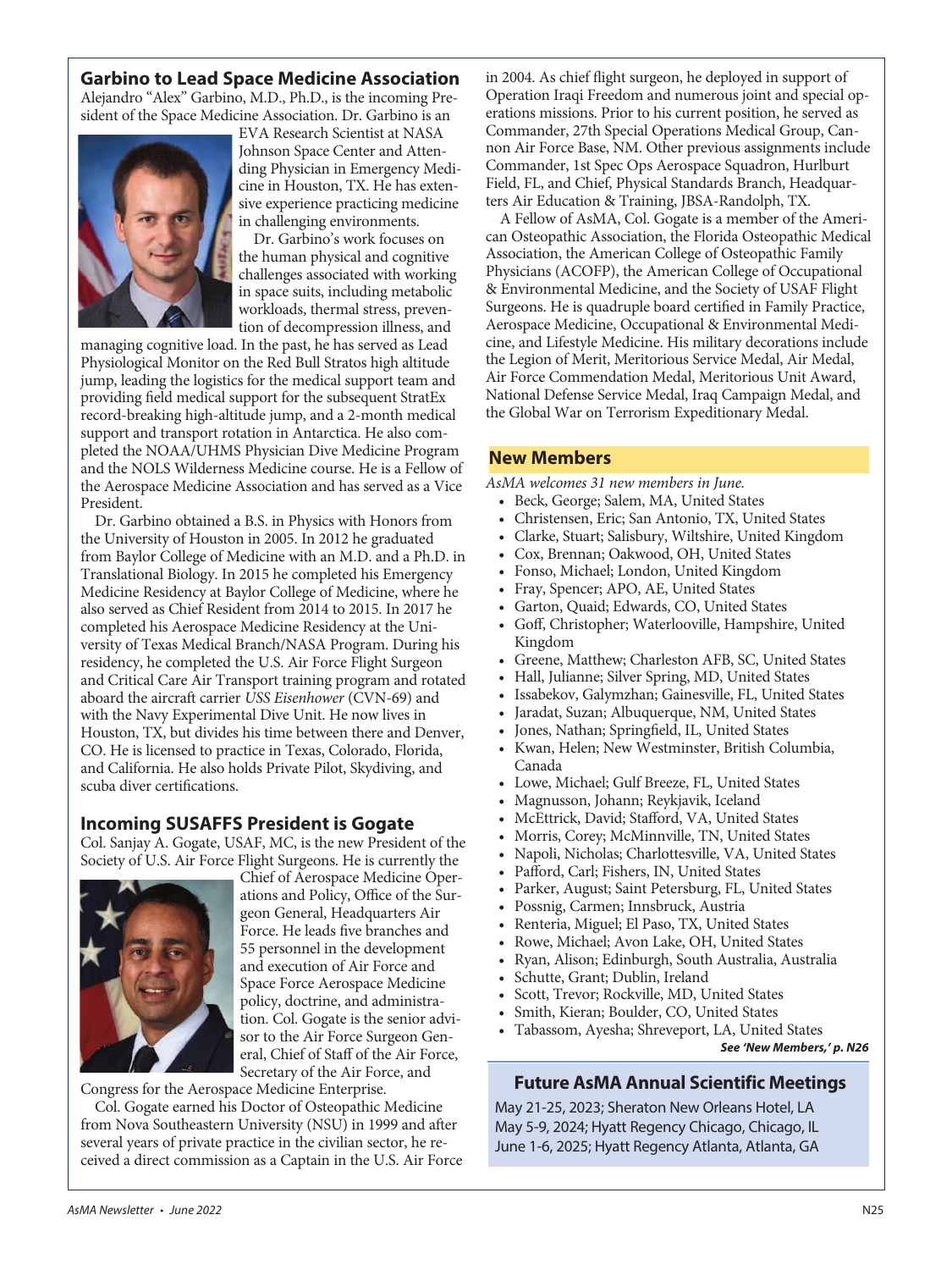## Garbino to Lead Space Medicine Association

Alejandro "Alex" Garbino, M.D., Ph.D., is the incoming President of the Space Medicine Association. Dr. Garbino is an EVA Research Scientist at NASA Johnson Space Center and Attending Physician in Emergency Medicine in Houston, TX. He has extensive experience practicing medicine in challenging environments.

Dr. Garbino's work focuses on the human physical and cognitive challenges associated with working in space suits, including metabolic workloads, thermal stress, prevention of decompression illness, and managing cognitive load. In the past, he has served as Lead Physiological Monitor on the Red Bull Stratos high altitude jump, leading the logistics for the medical support team and providing field medical support for the subsequent StratEx record-breaking high-altitude jump, and a 2-month medical support and transport rotation in Antarctica. He also completed the NOAA/UHMS Physician Dive Medicine Program and the NOLS Wilderness Medicine course. He is a Fellow of the Aerospace Medicine Association and has served as a Vice President.

Dr. Garbino obtained a B.S. in Physics with Honors from the University of Houston in 2005. In 2012 he graduated from Baylor College of Medicine with an M.D. and a Ph.D. in Translational Biology. In 2015 he completed his Emergency Medicine Residency at Baylor College of Medicine, where he also served as Chief Resident from 2014 to 2015. In 2017 he completed his Aerospace Medicine Residency at the University of Texas Medical Branch/NASA Program. During his residency, he completed the U.S. Air Force Flight Surgeon and Critical Care Air Transport training program and rotated aboard the aircraft carrier *USS Eisenhower* (CVN-69) and with the Navy Experimental Dive Unit. He now lives in Houston, TX, but divides his time between there and Denver, CO. He is licensed to practice in Texas, Colorado, Florida, and California. He also holds Private Pilot, Skydiving, and scuba diver certifications.

## Incoming SUSAFFS President is Gogate

Col. Sanjay A. Gogate, USAF, MC, is the new President of the Society of U.S. Air Force Flight Surgeons. He is currently the Chief of Aerospace Medicine Operations and Policy, Office of the Surgeon General, Headquarters Air Force. He leads five branches and 55 personnel in the development and execution of Air Force and Space Force Aerospace Medicine policy, doctrine, and administration. Col. Gogate is the senior advisor to the Air Force Surgeon General, Chief of Staff of the Air Force, Secretary of the Air Force, and Congress for the Aerospace Medicine Enterprise.

Col. Gogate earned his Doctor of Osteopathic Medicine from Nova Southeastern University (NSU) in 1999 and after several years of private practice in the civilian sector, he received a direct commission as a Captain in the U.S. Air Force in 2004. As chief flight surgeon, he deployed in support of Operation Iraqi Freedom and numerous joint and special operations missions. Prior to his current position, he served as Commander, 27th Special Operations Medical Group, Cannon Air Force Base, NM. Other previous assignments include Commander, 1st Spec Ops Aerospace Squadron, Hurlburt Field, FL, and Chief, Physical Standards Branch, Headquarters Air Education & Training, JBSA-Randolph, TX.

A Fellow of AsMA, Col. Gogate is a member of the American Osteopathic Association, the Florida Osteopathic Medical Association, the American College of Osteopathic Family Physicians (ACOFP), the American College of Occupational & Environmental Medicine, and the Society of USAF Flight Surgeons. He is quadruple board certified in Family Practice, Aerospace Medicine, Occupational & Environmental Medicine, and Lifestyle Medicine. His military decorations include the Legion of Merit, Meritorious Service Medal, Air Medal, Air Force Commendation Medal, Meritorious Unit Award, National Defense Service Medal, Iraq Campaign Medal, and the Global War on Terrorism Expeditionary Medal.

## New Members

*AsMA welcomes 31 new members in June.*

- Beck, George; Salem, MA, United States
- Christensen, Eric; San Antonio, TX, United States
- Clarke, Stuart; Salisbury, Wiltshire, United Kingdom
- Cox, Brennan; Oakwood, OH, United States
- Fonso, Michael; London, United Kingdom
- Fray, Spencer; APO, AE, United States
- Garton, Quaid; Edwards, CO, United States
- Goff, Christopher; Waterlooville, Hampshire, United Kingdom
- Greene, Matthew; Charleston AFB, SC, United States
- Hall, Julianne; Silver Spring, MD, United States
- Issabekov, Galymzhan; Gainesville, FL, United States
- Jaradat, Suzan; Albuquerque, NM, United States
- Jones, Nathan; Springfield, IL, United States
- Kwan, Helen; New Westminster, British Columbia, Canada
- Lowe, Michael; Gulf Breeze, FL, United States
- Magnusson, Johann; Reykjavik, Iceland
- McEttrick, David; Stafford, VA, United States
- Morris, Corey; McMinnville, TN, United States
- Napoli, Nicholas; Charlottesville, VA, United States
- Pafford, Carl; Fishers, IN, United States
- Parker, August; Saint Petersburg, FL, United States
- Possnig, Carmen; Innsbruck, Austria
- Renteria, Miguel; El Paso, TX, United States
- Rowe, Michael; Avon Lake, OH, United States
- Ryan, Alison; Edinburgh, South Australia, Australia
- Schutte, Grant; Dublin, Ireland
- Scott, Trevor; Rockville, MD, United States
- Smith, Kieran; Boulder, CO, United States
- Tabassom, Ayesha; Shreveport, LA, United States

***See 'New Members,' p. N26***

### Future AsMA Annual Scientific Meetings

May 21-25, 2023; Sheraton New Orleans Hotel, LA
May 5-9, 2024; Hyatt Regency Chicago, Chicago, IL
June 1-6, 2025; Hyatt Regency Atlanta, Atlanta, GA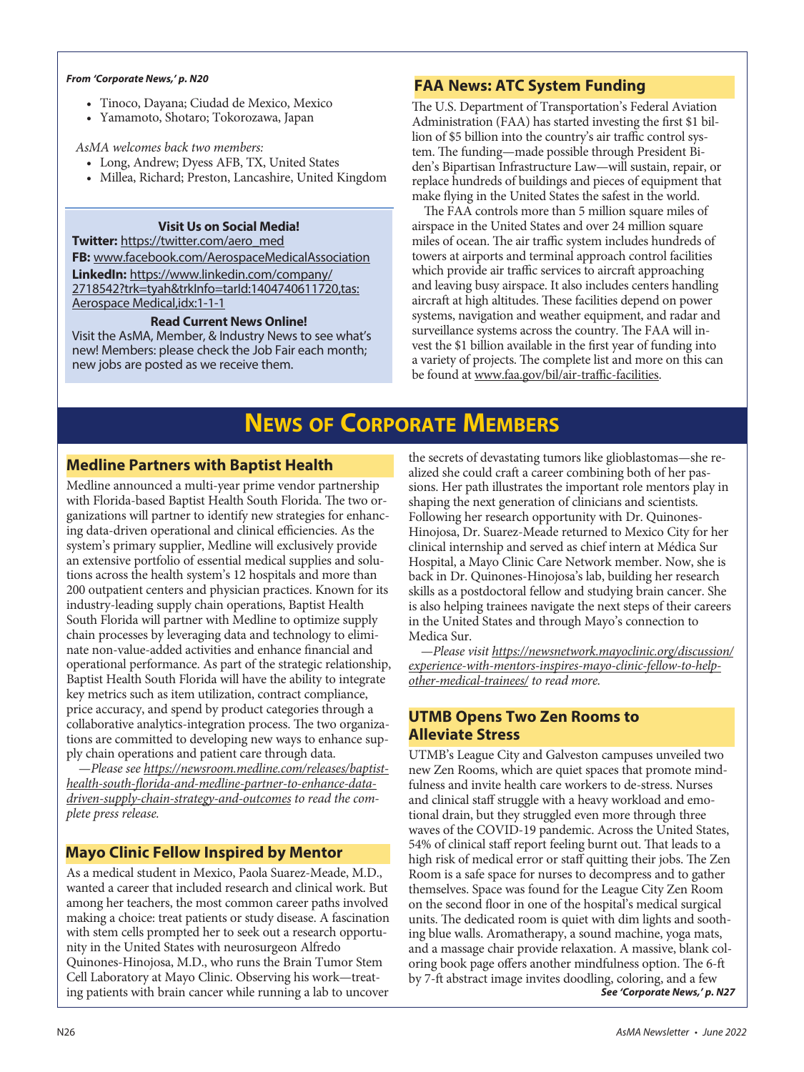*From 'Corporate News,' p. N20*

- Tinoco, Dayana; Ciudad de Mexico, Mexico
- Yamamoto, Shotaro; Tokorozawa, Japan

*AsMA welcomes back two members:*

- Long, Andrew; Dyess AFB, TX, United States
- Millea, Richard; Preston, Lancashire, United Kingdom

**Visit Us on Social Media!**

**Twitter:** https://twitter.com/aero_med

**FB:** www.facebook.com/AerospaceMedicalAssociation

**LinkedIn:** https://www.linkedin.com/company/2718542?trk=tyah&trkInfo=tarId:1404740611720,tas:Aerospace Medical,idx:1-1-1

**Read Current News Online!**

Visit the AsMA, Member, & Industry News to see what's new! Members: please check the Job Fair each month; new jobs are posted as we receive them.

## FAA News: ATC System Funding

The U.S. Department of Transportation's Federal Aviation Administration (FAA) has started investing the first $1 billion of $5 billion into the country's air traffic control system. The funding—made possible through President Biden's Bipartisan Infrastructure Law—will sustain, repair, or replace hundreds of buildings and pieces of equipment that make flying in the United States the safest in the world.

The FAA controls more than 5 million square miles of airspace in the United States and over 24 million square miles of ocean. The air traffic system includes hundreds of towers at airports and terminal approach control facilities which provide air traffic services to aircraft approaching and leaving busy airspace. It also includes centers handling aircraft at high altitudes. These facilities depend on power systems, navigation and weather equipment, and radar and surveillance systems across the country. The FAA will invest the $1 billion available in the first year of funding into a variety of projects. The complete list and more on this can be found at www.faa.gov/bil/air-traffic-facilities.

# News of Corporate Members

## Medline Partners with Baptist Health

Medline announced a multi-year prime vendor partnership with Florida-based Baptist Health South Florida. The two organizations will partner to identify new strategies for enhancing data-driven operational and clinical efficiencies. As the system's primary supplier, Medline will exclusively provide an extensive portfolio of essential medical supplies and solutions across the health system's 12 hospitals and more than 200 outpatient centers and physician practices. Known for its industry-leading supply chain operations, Baptist Health South Florida will partner with Medline to optimize supply chain processes by leveraging data and technology to eliminate non-value-added activities and enhance financial and operational performance. As part of the strategic relationship, Baptist Health South Florida will have the ability to integrate key metrics such as item utilization, contract compliance, price accuracy, and spend by product categories through a collaborative analytics-integration process. The two organizations are committed to developing new ways to enhance supply chain operations and patient care through data.

*—Please see https://newsroom.medline.com/releases/baptist-health-south-florida-and-medline-partner-to-enhance-data-driven-supply-chain-strategy-and-outcomes to read the complete press release.*

## Mayo Clinic Fellow Inspired by Mentor

As a medical student in Mexico, Paola Suarez-Meade, M.D., wanted a career that included research and clinical work. But among her teachers, the most common career paths involved making a choice: treat patients or study disease. A fascination with stem cells prompted her to seek out a research opportunity in the United States with neurosurgeon Alfredo Quinones-Hinojosa, M.D., who runs the Brain Tumor Stem Cell Laboratory at Mayo Clinic. Observing his work—treating patients with brain cancer while running a lab to uncover the secrets of devastating tumors like glioblastomas—she realized she could craft a career combining both of her passions. Her path illustrates the important role mentors play in shaping the next generation of clinicians and scientists. Following her research opportunity with Dr. Quinones-Hinojosa, Dr. Suarez-Meade returned to Mexico City for her clinical internship and served as chief intern at Médica Sur Hospital, a Mayo Clinic Care Network member. Now, she is back in Dr. Quinones-Hinojosa's lab, building her research skills as a postdoctoral fellow and studying brain cancer. She is also helping trainees navigate the next steps of their careers in the United States and through Mayo's connection to Medica Sur.

*—Please visit https://newsnetwork.mayoclinic.org/discussion/experience-with-mentors-inspires-mayo-clinic-fellow-to-help-other-medical-trainees/ to read more.*

## UTMB Opens Two Zen Rooms to Alleviate Stress

UTMB's League City and Galveston campuses unveiled two new Zen Rooms, which are quiet spaces that promote mindfulness and invite health care workers to de-stress. Nurses and clinical staff struggle with a heavy workload and emotional drain, but they struggled even more through three waves of the COVID-19 pandemic. Across the United States, 54% of clinical staff report feeling burnt out. That leads to a high risk of medical error or staff quitting their jobs. The Zen Room is a safe space for nurses to decompress and to gather themselves. Space was found for the League City Zen Room on the second floor in one of the hospital's medical surgical units. The dedicated room is quiet with dim lights and soothing blue walls. Aromatherapy, a sound machine, yoga mats, and a massage chair provide relaxation. A massive, blank coloring book page offers another mindfulness option. The 6-ft by 7-ft abstract image invites doodling, coloring, and a few

***See 'Corporate News,' p. N27***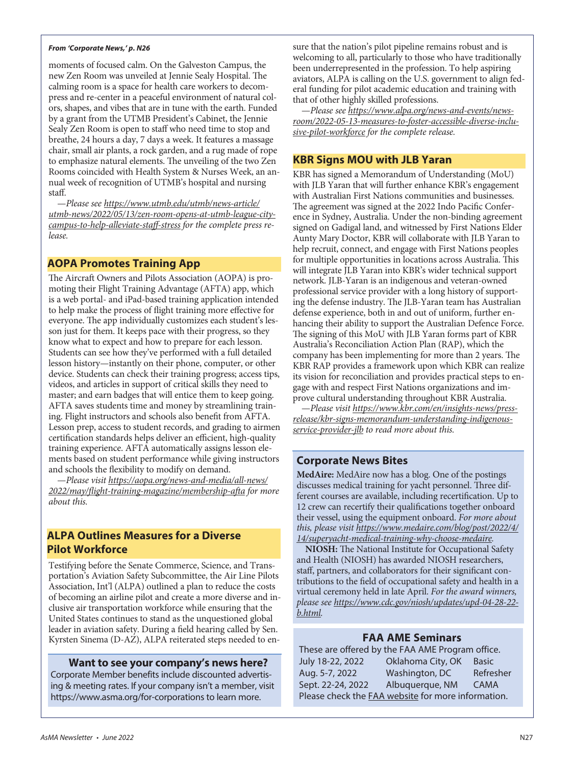***From 'Corporate News,' p. N26***

moments of focused calm. On the Galveston Campus, the new Zen Room was unveiled at Jennie Sealy Hospital. The calming room is a space for health care workers to decompress and re-center in a peaceful environment of natural colors, shapes, and vibes that are in tune with the earth. Funded by a grant from the UTMB President's Cabinet, the Jennie Sealy Zen Room is open to staff who need time to stop and breathe, 24 hours a day, 7 days a week. It features a massage chair, small air plants, a rock garden, and a rug made of rope to emphasize natural elements. The unveiling of the two Zen Rooms coincided with Health System & Nurses Week, an annual week of recognition of UTMB's hospital and nursing staff.

*—Please see https://www.utmb.edu/utmb/news-article/utmb-news/2022/05/13/zen-room-opens-at-utmb-league-city-campus-to-help-alleviate-staff-stress for the complete press release.*

## AOPA Promotes Training App

The Aircraft Owners and Pilots Association (AOPA) is promoting their Flight Training Advantage (AFTA) app, which is a web portal- and iPad-based training application intended to help make the process of flight training more effective for everyone. The app individually customizes each student's lesson just for them. It keeps pace with their progress, so they know what to expect and how to prepare for each lesson. Students can see how they've performed with a full detailed lesson history—instantly on their phone, computer, or other device. Students can check their training progress; access tips, videos, and articles in support of critical skills they need to master; and earn badges that will entice them to keep going. AFTA saves students time and money by streamlining training. Flight instructors and schools also benefit from AFTA. Lesson prep, access to student records, and grading to airmen certification standards helps deliver an efficient, high-quality training experience. AFTA automatically assigns lesson elements based on student performance while giving instructors and schools the flexibility to modify on demand.

*—Please visit https://aopa.org/news-and-media/all-news/2022/may/flight-training-magazine/membership-afta for more about this.*

## ALPA Outlines Measures for a Diverse Pilot Workforce

Testifying before the Senate Commerce, Science, and Transportation's Aviation Safety Subcommittee, the Air Line Pilots Association, Int'l (ALPA) outlined a plan to reduce the costs of becoming an airline pilot and create a more diverse and inclusive air transportation workforce while ensuring that the United States continues to stand as the unquestioned global leader in aviation safety. During a field hearing called by Sen. Kyrsten Sinema (D-AZ), ALPA reiterated steps needed to ensure that the nation's pilot pipeline remains robust and is welcoming to all, particularly to those who have traditionally been underrepresented in the profession. To help aspiring aviators, ALPA is calling on the U.S. government to align federal funding for pilot academic education and training with that of other highly skilled professions.

*—Please see https://www.alpa.org/news-and-events/news-room/2022-05-13-measures-to-foster-accessible-diverse-inclusive-pilot-workforce for the complete release.*

### Want to see your company's news here?

Corporate Member benefits include discounted advertising & meeting rates. If your company isn't a member, visit https://www.asma.org/for-corporations to learn more.

## KBR Signs MOU with JLB Yaran

KBR has signed a Memorandum of Understanding (MoU) with JLB Yaran that will further enhance KBR's engagement with Australian First Nations communities and businesses. The agreement was signed at the 2022 Indo Pacific Conference in Sydney, Australia. Under the non-binding agreement signed on Gadigal land, and witnessed by First Nations Elder Aunty Mary Doctor, KBR will collaborate with JLB Yaran to help recruit, connect, and engage with First Nations peoples for multiple opportunities in locations across Australia. This will integrate JLB Yaran into KBR's wider technical support network. JLB-Yaran is an indigenous and veteran-owned professional service provider with a long history of supporting the defense industry. The JLB-Yaran team has Australian defense experience, both in and out of uniform, further enhancing their ability to support the Australian Defence Force. The signing of this MoU with JLB Yaran forms part of KBR Australia's Reconciliation Action Plan (RAP), which the company has been implementing for more than 2 years. The KBR RAP provides a framework upon which KBR can realize its vision for reconciliation and provides practical steps to engage with and respect First Nations organizations and improve cultural understanding throughout KBR Australia.

*—Please visit https://www.kbr.com/en/insights-news/press-release/kbr-signs-memorandum-understanding-indigenous-service-provider-jlb to read more about this.*

## Corporate News Bites

**MedAire:** MedAire now has a blog. One of the postings discusses medical training for yacht personnel. Three different courses are available, including recertification. Up to 12 crew can recertify their qualifications together onboard their vessel, using the equipment onboard. *For more about this, please visit https://www.medaire.com/blog/post/2022/4/14/superyacht-medical-training-why-choose-medaire.*

**NIOSH:** The National Institute for Occupational Safety and Health (NIOSH) has awarded NIOSH researchers, staff, partners, and collaborators for their significant contributions to the field of occupational safety and health in a virtual ceremony held in late April. *For the award winners, please see https://www.cdc.gov/niosh/updates/upd-04-28-22-b.html.*

## FAA AME Seminars

These are offered by the FAA AME Program office.

| | | |
|---|---|---|
| July 18-22, 2022 | Oklahoma City, OK | Basic |
| Aug. 5-7, 2022 | Washington, DC | Refresher |
| Sept. 22-24, 2022 | Albuquerque, NM | CAMA |

Please check the FAA website for more information.